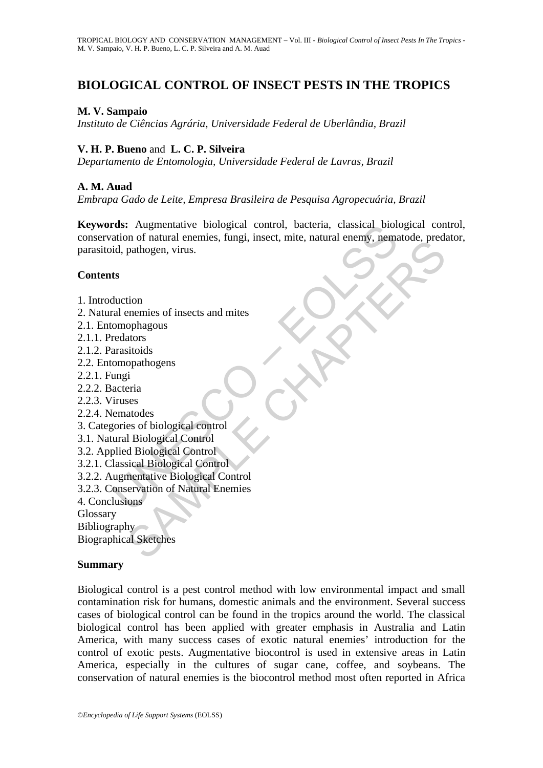# BIOLOGICAL CONTROL OF INSECT PESTS IN THE TROPICS

**M. V. Sampaio**
*Instituto de Ciências Agrária, Universidade Federal de Uberlândia, Brazil*

**V. H. P. Bueno** and **L. C. P. Silveira**
*Departamento de Entomologia, Universidade Federal de Lavras, Brazil*

**A. M. Auad**
*Embrapa Gado de Leite, Empresa Brasileira de Pesquisa Agropecuária, Brazil*

**Keywords:** Augmentative biological control, bacteria, classical biological control, conservation of natural enemies, fungi, insect, mite, natural enemy, nematode, predator, parasitoid, pathogen, virus.

## Contents

1. Introduction
2. Natural enemies of insects and mites
2.1. Entomophagous
2.1.1. Predators
2.1.2. Parasitoids
2.2. Entomopathogens
2.2.1. Fungi
2.2.2. Bacteria
2.2.3. Viruses
2.2.4. Nematodes
3. Categories of biological control
3.1. Natural Biological Control
3.2. Applied Biological Control
3.2.1. Classical Biological Control
3.2.2. Augmentative Biological Control
3.2.3. Conservation of Natural Enemies
4. Conclusions
Glossary
Bibliography
Biographical Sketches

## Summary

Biological control is a pest control method with low environmental impact and small contamination risk for humans, domestic animals and the environment. Several success cases of biological control can be found in the tropics around the world. The classical biological control has been applied with greater emphasis in Australia and Latin America, with many success cases of exotic natural enemies' introduction for the control of exotic pests. Augmentative biocontrol is used in extensive areas in Latin America, especially in the cultures of sugar cane, coffee, and soybeans. The conservation of natural enemies is the biocontrol method most often reported in Africa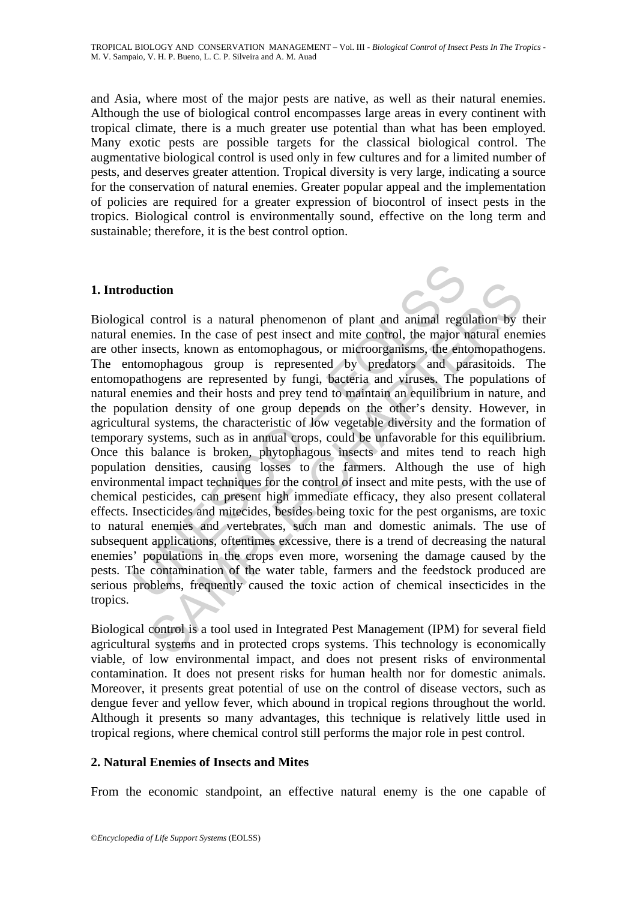and Asia, where most of the major pests are native, as well as their natural enemies. Although the use of biological control encompasses large areas in every continent with tropical climate, there is a much greater use potential than what has been employed. Many exotic pests are possible targets for the classical biological control. The augmentative biological control is used only in few cultures and for a limited number of pests, and deserves greater attention. Tropical diversity is very large, indicating a source for the conservation of natural enemies. Greater popular appeal and the implementation of policies are required for a greater expression of biocontrol of insect pests in the tropics. Biological control is environmentally sound, effective on the long term and sustainable; therefore, it is the best control option.

## 1. Introduction

Biological control is a natural phenomenon of plant and animal regulation by their natural enemies. In the case of pest insect and mite control, the major natural enemies are other insects, known as entomophagous, or microorganisms, the entomopathogens. The entomophagous group is represented by predators and parasitoids. The entomopathogens are represented by fungi, bacteria and viruses. The populations of natural enemies and their hosts and prey tend to maintain an equilibrium in nature, and the population density of one group depends on the other's density. However, in agricultural systems, the characteristic of low vegetable diversity and the formation of temporary systems, such as in annual crops, could be unfavorable for this equilibrium. Once this balance is broken, phytophagous insects and mites tend to reach high population densities, causing losses to the farmers. Although the use of high environmental impact techniques for the control of insect and mite pests, with the use of chemical pesticides, can present high immediate efficacy, they also present collateral effects. Insecticides and mitecides, besides being toxic for the pest organisms, are toxic to natural enemies and vertebrates, such man and domestic animals. The use of subsequent applications, oftentimes excessive, there is a trend of decreasing the natural enemies' populations in the crops even more, worsening the damage caused by the pests. The contamination of the water table, farmers and the feedstock produced are serious problems, frequently caused the toxic action of chemical insecticides in the tropics.

Biological control is a tool used in Integrated Pest Management (IPM) for several field agricultural systems and in protected crops systems. This technology is economically viable, of low environmental impact, and does not present risks of environmental contamination. It does not present risks for human health nor for domestic animals. Moreover, it presents great potential of use on the control of disease vectors, such as dengue fever and yellow fever, which abound in tropical regions throughout the world. Although it presents so many advantages, this technique is relatively little used in tropical regions, where chemical control still performs the major role in pest control.

## 2. Natural Enemies of Insects and Mites

From the economic standpoint, an effective natural enemy is the one capable of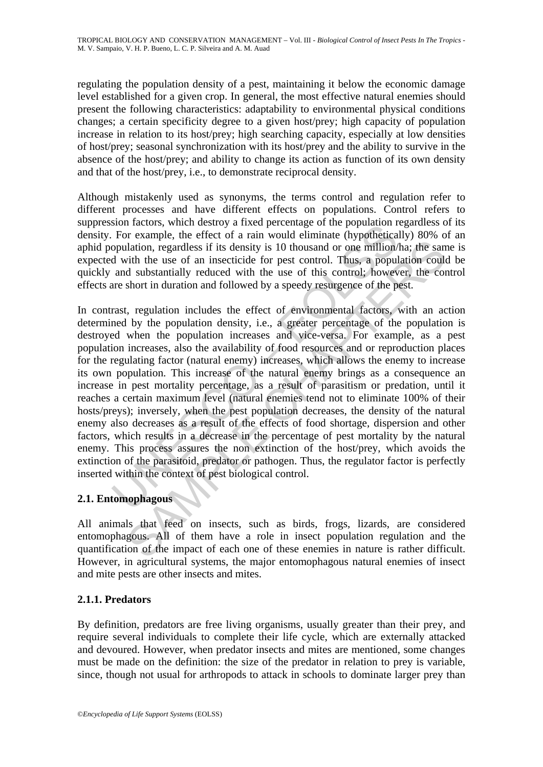regulating the population density of a pest, maintaining it below the economic damage level established for a given crop. In general, the most effective natural enemies should present the following characteristics: adaptability to environmental physical conditions changes; a certain specificity degree to a given host/prey; high capacity of population increase in relation to its host/prey; high searching capacity, especially at low densities of host/prey; seasonal synchronization with its host/prey and the ability to survive in the absence of the host/prey; and ability to change its action as function of its own density and that of the host/prey, i.e., to demonstrate reciprocal density.

Although mistakenly used as synonyms, the terms control and regulation refer to different processes and have different effects on populations. Control refers to suppression factors, which destroy a fixed percentage of the population regardless of its density. For example, the effect of a rain would eliminate (hypothetically) 80% of an aphid population, regardless if its density is 10 thousand or one million/ha; the same is expected with the use of an insecticide for pest control. Thus, a population could be quickly and substantially reduced with the use of this control; however, the control effects are short in duration and followed by a speedy resurgence of the pest.

In contrast, regulation includes the effect of environmental factors, with an action determined by the population density, i.e., a greater percentage of the population is destroyed when the population increases and vice-versa. For example, as a pest population increases, also the availability of food resources and or reproduction places for the regulating factor (natural enemy) increases, which allows the enemy to increase its own population. This increase of the natural enemy brings as a consequence an increase in pest mortality percentage, as a result of parasitism or predation, until it reaches a certain maximum level (natural enemies tend not to eliminate 100% of their hosts/preys); inversely, when the pest population decreases, the density of the natural enemy also decreases as a result of the effects of food shortage, dispersion and other factors, which results in a decrease in the percentage of pest mortality by the natural enemy. This process assures the non extinction of the host/prey, which avoids the extinction of the parasitoid, predator or pathogen. Thus, the regulator factor is perfectly inserted within the context of pest biological control.

### 2.1. Entomophagous

All animals that feed on insects, such as birds, frogs, lizards, are considered entomophagous. All of them have a role in insect population regulation and the quantification of the impact of each one of these enemies in nature is rather difficult. However, in agricultural systems, the major entomophagous natural enemies of insect and mite pests are other insects and mites.

#### 2.1.1. Predators

By definition, predators are free living organisms, usually greater than their prey, and require several individuals to complete their life cycle, which are externally attacked and devoured. However, when predator insects and mites are mentioned, some changes must be made on the definition: the size of the predator in relation to prey is variable, since, though not usual for arthropods to attack in schools to dominate larger prey than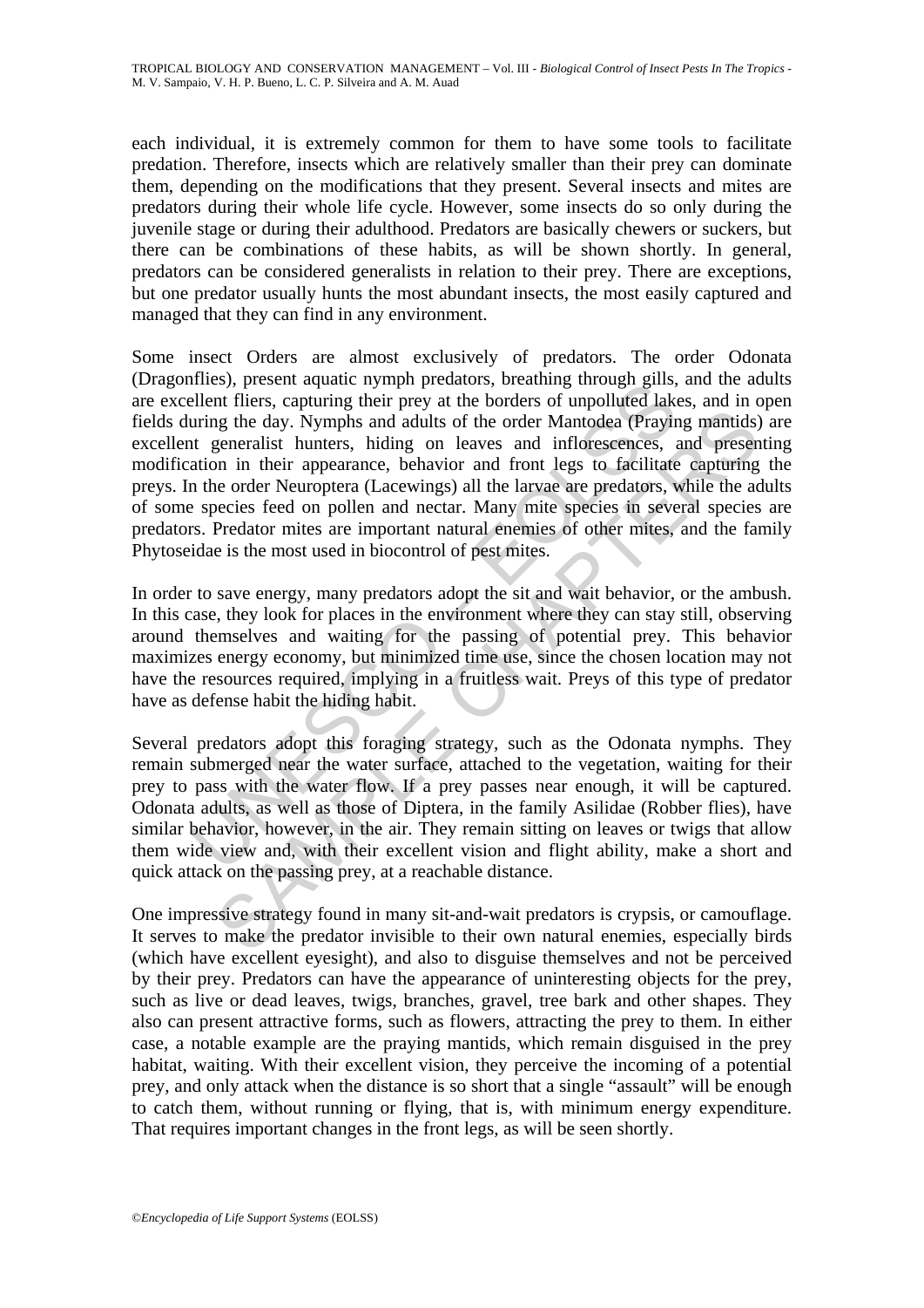each individual, it is extremely common for them to have some tools to facilitate predation. Therefore, insects which are relatively smaller than their prey can dominate them, depending on the modifications that they present. Several insects and mites are predators during their whole life cycle. However, some insects do so only during the juvenile stage or during their adulthood. Predators are basically chewers or suckers, but there can be combinations of these habits, as will be shown shortly. In general, predators can be considered generalists in relation to their prey. There are exceptions, but one predator usually hunts the most abundant insects, the most easily captured and managed that they can find in any environment.

Some insect Orders are almost exclusively of predators. The order Odonata (Dragonflies), present aquatic nymph predators, breathing through gills, and the adults are excellent fliers, capturing their prey at the borders of unpolluted lakes, and in open fields during the day. Nymphs and adults of the order Mantodea (Praying mantids) are excellent generalist hunters, hiding on leaves and inflorescences, and presenting modification in their appearance, behavior and front legs to facilitate capturing the preys. In the order Neuroptera (Lacewings) all the larvae are predators, while the adults of some species feed on pollen and nectar. Many mite species in several species are predators. Predator mites are important natural enemies of other mites, and the family Phytoseidae is the most used in biocontrol of pest mites.

In order to save energy, many predators adopt the sit and wait behavior, or the ambush. In this case, they look for places in the environment where they can stay still, observing around themselves and waiting for the passing of potential prey. This behavior maximizes energy economy, but minimized time use, since the chosen location may not have the resources required, implying in a fruitless wait. Preys of this type of predator have as defense habit the hiding habit.

Several predators adopt this foraging strategy, such as the Odonata nymphs. They remain submerged near the water surface, attached to the vegetation, waiting for their prey to pass with the water flow. If a prey passes near enough, it will be captured. Odonata adults, as well as those of Diptera, in the family Asilidae (Robber flies), have similar behavior, however, in the air. They remain sitting on leaves or twigs that allow them wide view and, with their excellent vision and flight ability, make a short and quick attack on the passing prey, at a reachable distance.

One impressive strategy found in many sit-and-wait predators is crypsis, or camouflage. It serves to make the predator invisible to their own natural enemies, especially birds (which have excellent eyesight), and also to disguise themselves and not be perceived by their prey. Predators can have the appearance of uninteresting objects for the prey, such as live or dead leaves, twigs, branches, gravel, tree bark and other shapes. They also can present attractive forms, such as flowers, attracting the prey to them. In either case, a notable example are the praying mantids, which remain disguised in the prey habitat, waiting. With their excellent vision, they perceive the incoming of a potential prey, and only attack when the distance is so short that a single "assault" will be enough to catch them, without running or flying, that is, with minimum energy expenditure. That requires important changes in the front legs, as will be seen shortly.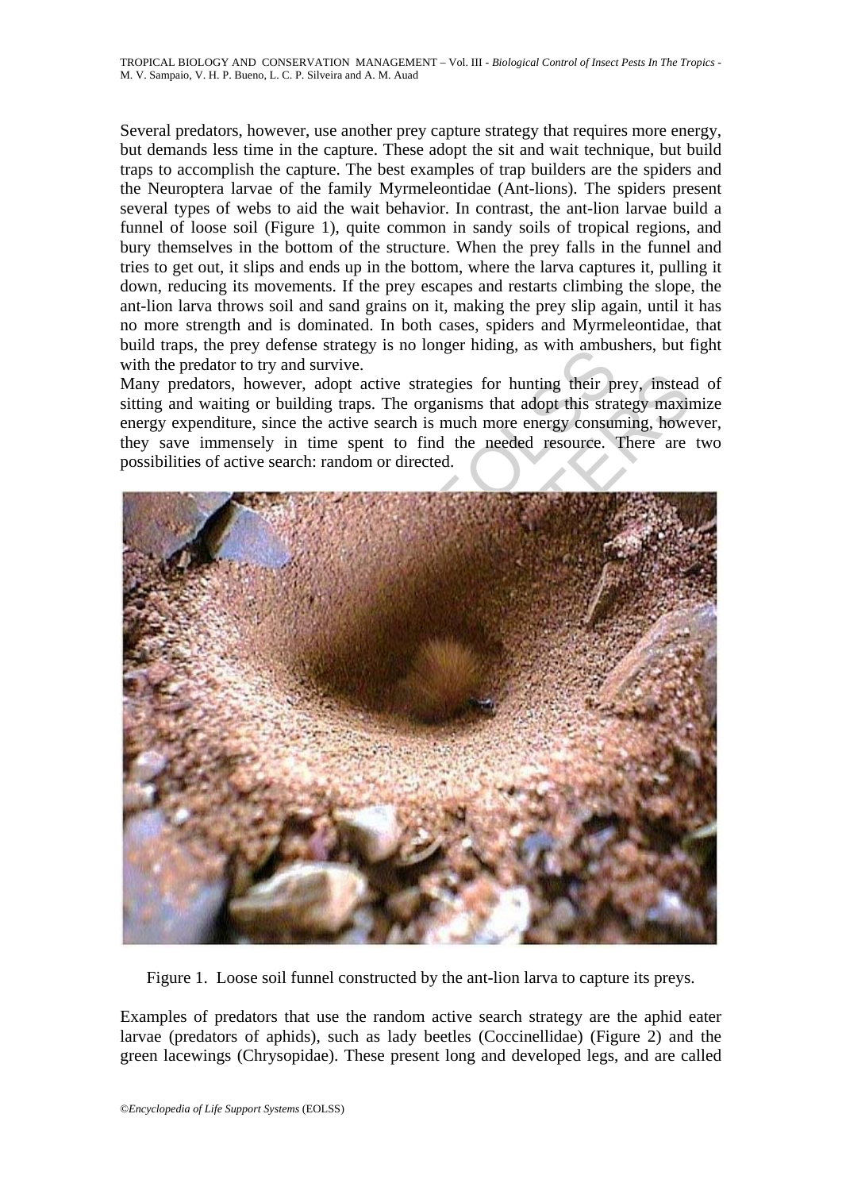Several predators, however, use another prey capture strategy that requires more energy, but demands less time in the capture. These adopt the sit and wait technique, but build traps to accomplish the capture. The best examples of trap builders are the spiders and the Neuroptera larvae of the family Myrmeleontidae (Ant-lions). The spiders present several types of webs to aid the wait behavior. In contrast, the ant-lion larvae build a funnel of loose soil (Figure 1), quite common in sandy soils of tropical regions, and bury themselves in the bottom of the structure. When the prey falls in the funnel and tries to get out, it slips and ends up in the bottom, where the larva captures it, pulling it down, reducing its movements. If the prey escapes and restarts climbing the slope, the ant-lion larva throws soil and sand grains on it, making the prey slip again, until it has no more strength and is dominated. In both cases, spiders and Myrmeleontidae, that build traps, the prey defense strategy is no longer hiding, as with ambushers, but fight with the predator to try and survive.

Many predators, however, adopt active strategies for hunting their prey, instead of sitting and waiting or building traps. The organisms that adopt this strategy maximize energy expenditure, since the active search is much more energy consuming, however, they save immensely in time spent to find the needed resource. There are two possibilities of active search: random or directed.

Figure 1. Loose soil funnel constructed by the ant-lion larva to capture its preys.

Examples of predators that use the random active search strategy are the aphid eater larvae (predators of aphids), such as lady beetles (Coccinellidae) (Figure 2) and the green lacewings (Chrysopidae). These present long and developed legs, and are called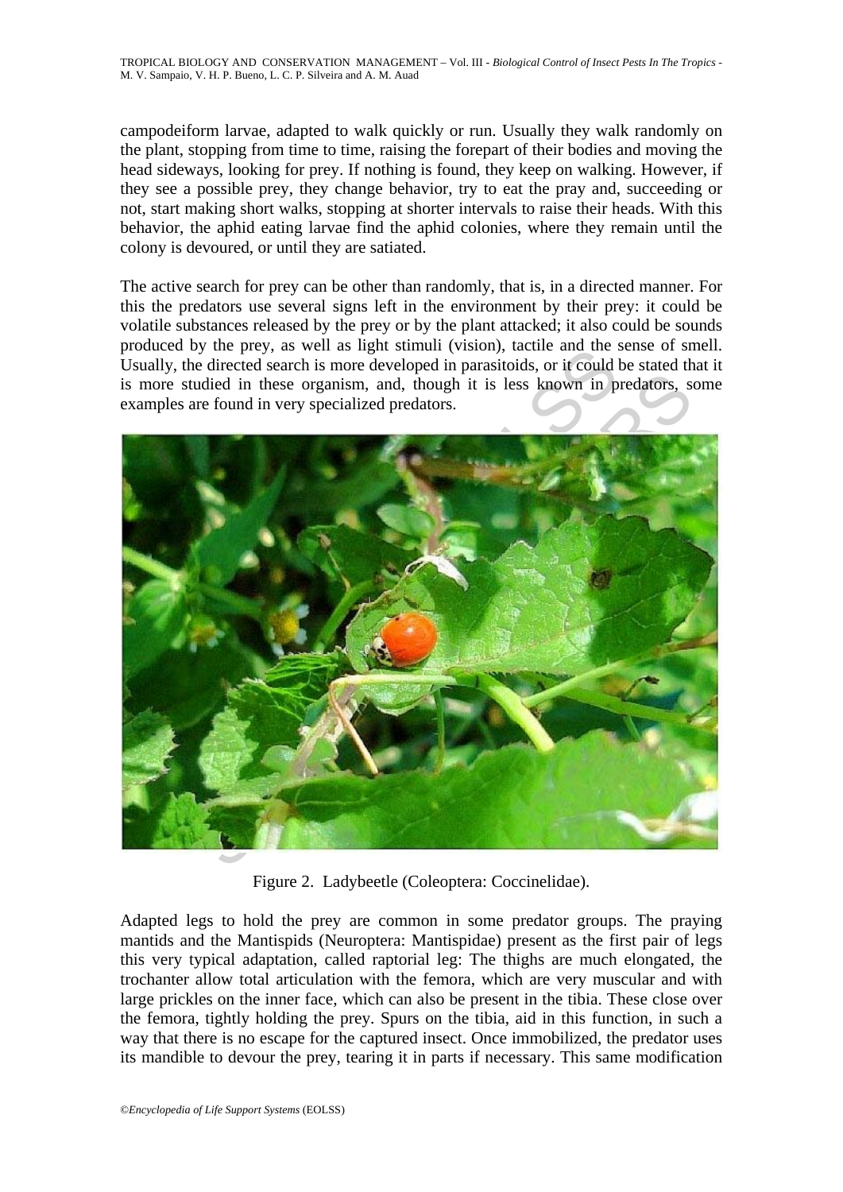campodeiform larvae, adapted to walk quickly or run. Usually they walk randomly on the plant, stopping from time to time, raising the forepart of their bodies and moving the head sideways, looking for prey. If nothing is found, they keep on walking. However, if they see a possible prey, they change behavior, try to eat the pray and, succeeding or not, start making short walks, stopping at shorter intervals to raise their heads. With this behavior, the aphid eating larvae find the aphid colonies, where they remain until the colony is devoured, or until they are satiated.

The active search for prey can be other than randomly, that is, in a directed manner. For this the predators use several signs left in the environment by their prey: it could be volatile substances released by the prey or by the plant attacked; it also could be sounds produced by the prey, as well as light stimuli (vision), tactile and the sense of smell. Usually, the directed search is more developed in parasitoids, or it could be stated that it is more studied in these organism, and, though it is less known in predators, some examples are found in very specialized predators.

Figure 2. Ladybeetle (Coleoptera: Coccinelidae).

Adapted legs to hold the prey are common in some predator groups. The praying mantids and the Mantispids (Neuroptera: Mantispidae) present as the first pair of legs this very typical adaptation, called raptorial leg: The thighs are much elongated, the trochanter allow total articulation with the femora, which are very muscular and with large prickles on the inner face, which can also be present in the tibia. These close over the femora, tightly holding the prey. Spurs on the tibia, aid in this function, in such a way that there is no escape for the captured insect. Once immobilized, the predator uses its mandible to devour the prey, tearing it in parts if necessary. This same modification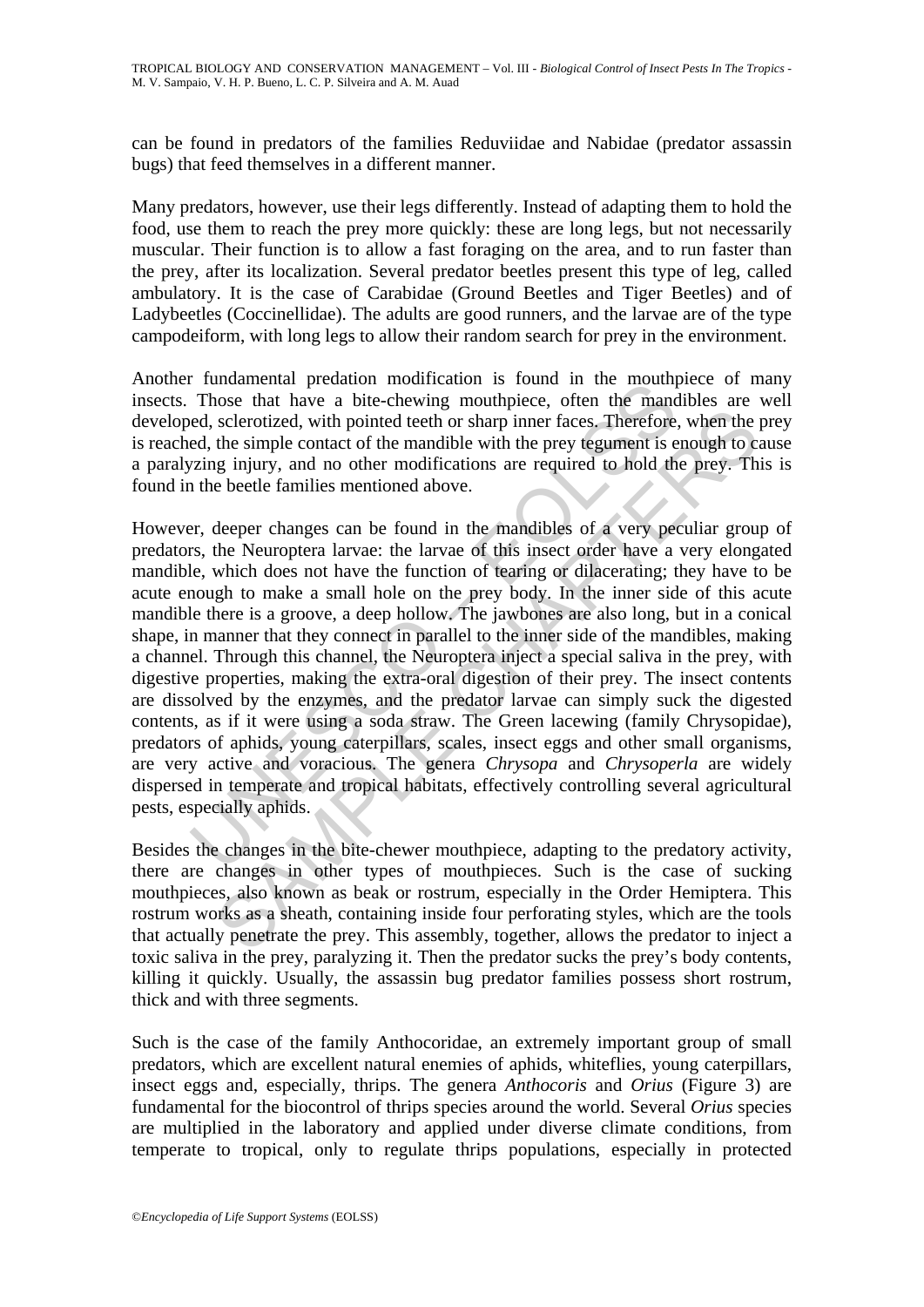can be found in predators of the families Reduviidae and Nabidae (predator assassin bugs) that feed themselves in a different manner.

Many predators, however, use their legs differently. Instead of adapting them to hold the food, use them to reach the prey more quickly: these are long legs, but not necessarily muscular. Their function is to allow a fast foraging on the area, and to run faster than the prey, after its localization. Several predator beetles present this type of leg, called ambulatory. It is the case of Carabidae (Ground Beetles and Tiger Beetles) and of Ladybeetles (Coccinellidae). The adults are good runners, and the larvae are of the type campodeiform, with long legs to allow their random search for prey in the environment.

Another fundamental predation modification is found in the mouthpiece of many insects. Those that have a bite-chewing mouthpiece, often the mandibles are well developed, sclerotized, with pointed teeth or sharp inner faces. Therefore, when the prey is reached, the simple contact of the mandible with the prey tegument is enough to cause a paralyzing injury, and no other modifications are required to hold the prey. This is found in the beetle families mentioned above.

However, deeper changes can be found in the mandibles of a very peculiar group of predators, the Neuroptera larvae: the larvae of this insect order have a very elongated mandible, which does not have the function of tearing or dilacerating; they have to be acute enough to make a small hole on the prey body. In the inner side of this acute mandible there is a groove, a deep hollow. The jawbones are also long, but in a conical shape, in manner that they connect in parallel to the inner side of the mandibles, making a channel. Through this channel, the Neuroptera inject a special saliva in the prey, with digestive properties, making the extra-oral digestion of their prey. The insect contents are dissolved by the enzymes, and the predator larvae can simply suck the digested contents, as if it were using a soda straw. The Green lacewing (family Chrysopidae), predators of aphids, young caterpillars, scales, insect eggs and other small organisms, are very active and voracious. The genera *Chrysopa* and *Chrysoperla* are widely dispersed in temperate and tropical habitats, effectively controlling several agricultural pests, especially aphids.

Besides the changes in the bite-chewer mouthpiece, adapting to the predatory activity, there are changes in other types of mouthpieces. Such is the case of sucking mouthpieces, also known as beak or rostrum, especially in the Order Hemiptera. This rostrum works as a sheath, containing inside four perforating styles, which are the tools that actually penetrate the prey. This assembly, together, allows the predator to inject a toxic saliva in the prey, paralyzing it. Then the predator sucks the prey's body contents, killing it quickly. Usually, the assassin bug predator families possess short rostrum, thick and with three segments.

Such is the case of the family Anthocoridae, an extremely important group of small predators, which are excellent natural enemies of aphids, whiteflies, young caterpillars, insect eggs and, especially, thrips. The genera *Anthocoris* and *Orius* (Figure 3) are fundamental for the biocontrol of thrips species around the world. Several *Orius* species are multiplied in the laboratory and applied under diverse climate conditions, from temperate to tropical, only to regulate thrips populations, especially in protected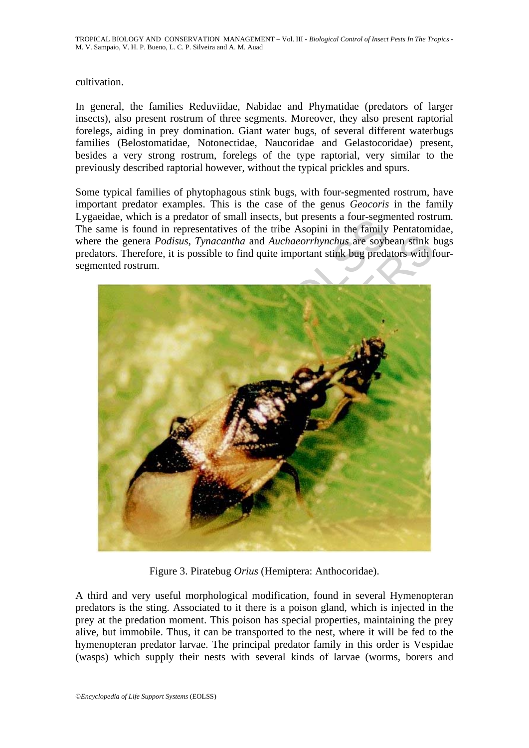cultivation.

In general, the families Reduviidae, Nabidae and Phymatidae (predators of larger insects), also present rostrum of three segments. Moreover, they also present raptorial forelegs, aiding in prey domination. Giant water bugs, of several different waterbugs families (Belostomatidae, Notonectidae, Naucoridae and Gelastocoridae) present, besides a very strong rostrum, forelegs of the type raptorial, very similar to the previously described raptorial however, without the typical prickles and spurs.

Some typical families of phytophagous stink bugs, with four-segmented rostrum, have important predator examples. This is the case of the genus *Geocoris* in the family Lygaeidae, which is a predator of small insects, but presents a four-segmented rostrum. The same is found in representatives of the tribe Asopini in the family Pentatomidae, where the genera *Podisus*, *Tynacantha* and *Auchaeorrhynchus* are soybean stink bugs predators. Therefore, it is possible to find quite important stink bug predators with four-segmented rostrum.

Figure 3. Piratebug *Orius* (Hemiptera: Anthocoridae).

A third and very useful morphological modification, found in several Hymenopteran predators is the sting. Associated to it there is a poison gland, which is injected in the prey at the predation moment. This poison has special properties, maintaining the prey alive, but immobile. Thus, it can be transported to the nest, where it will be fed to the hymenopteran predator larvae. The principal predator family in this order is Vespidae (wasps) which supply their nests with several kinds of larvae (worms, borers and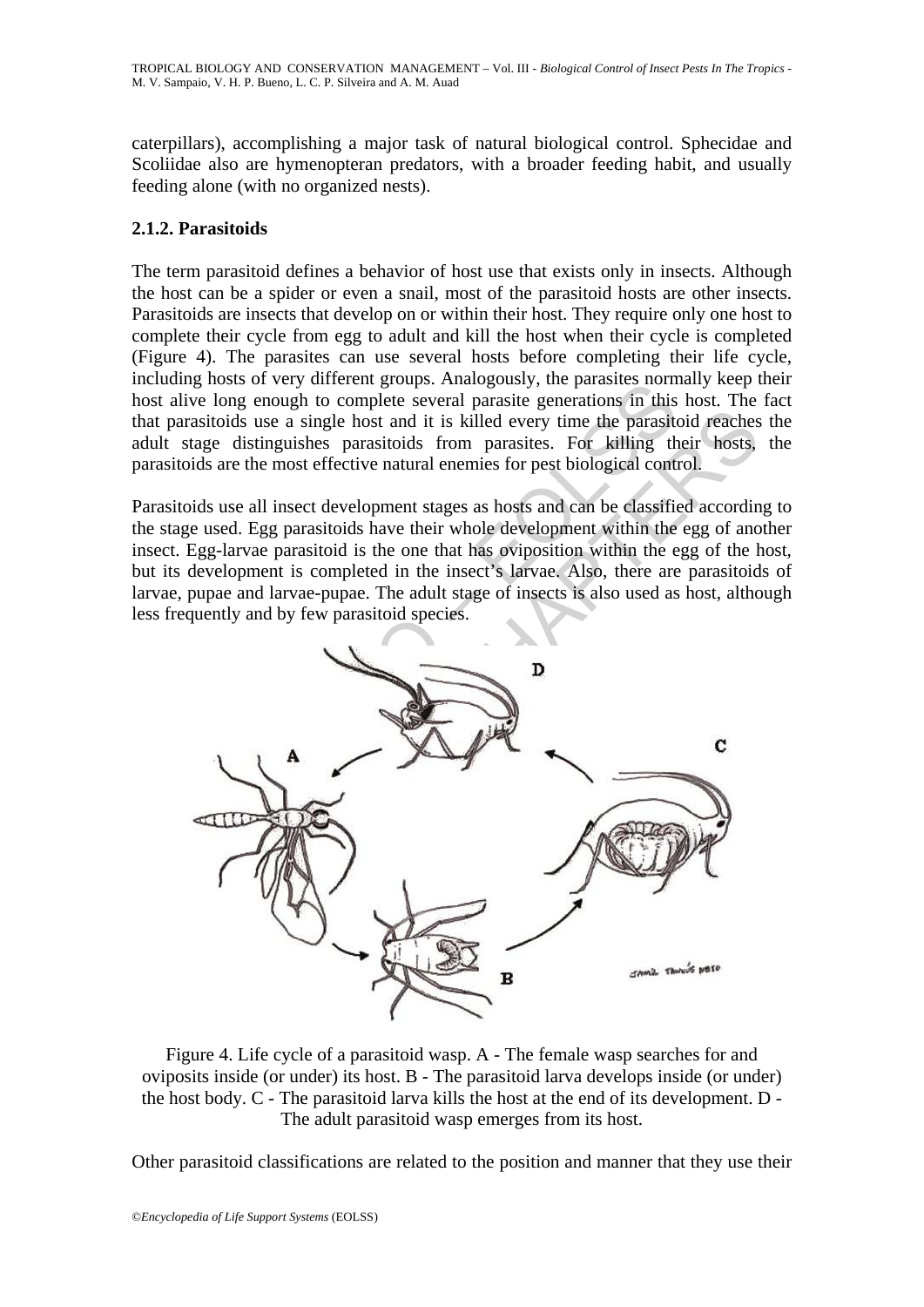caterpillars), accomplishing a major task of natural biological control. Sphecidae and Scoliidae also are hymenopteran predators, with a broader feeding habit, and usually feeding alone (with no organized nests).

### 2.1.2. Parasitoids

The term parasitoid defines a behavior of host use that exists only in insects. Although the host can be a spider or even a snail, most of the parasitoid hosts are other insects. Parasitoids are insects that develop on or within their host. They require only one host to complete their cycle from egg to adult and kill the host when their cycle is completed (Figure 4). The parasites can use several hosts before completing their life cycle, including hosts of very different groups. Analogously, the parasites normally keep their host alive long enough to complete several parasite generations in this host. The fact that parasitoids use a single host and it is killed every time the parasitoid reaches the adult stage distinguishes parasitoids from parasites. For killing their hosts, the parasitoids are the most effective natural enemies for pest biological control.

Parasitoids use all insect development stages as hosts and can be classified according to the stage used. Egg parasitoids have their whole development within the egg of another insect. Egg-larvae parasitoid is the one that has oviposition within the egg of the host, but its development is completed in the insect's larvae. Also, there are parasitoids of larvae, pupae and larvae-pupae. The adult stage of insects is also used as host, although less frequently and by few parasitoid species.

Figure 4. Life cycle of a parasitoid wasp. A - The female wasp searches for and oviposits inside (or under) its host. B - The parasitoid larva develops inside (or under) the host body. C - The parasitoid larva kills the host at the end of its development. D - The adult parasitoid wasp emerges from its host.

Other parasitoid classifications are related to the position and manner that they use their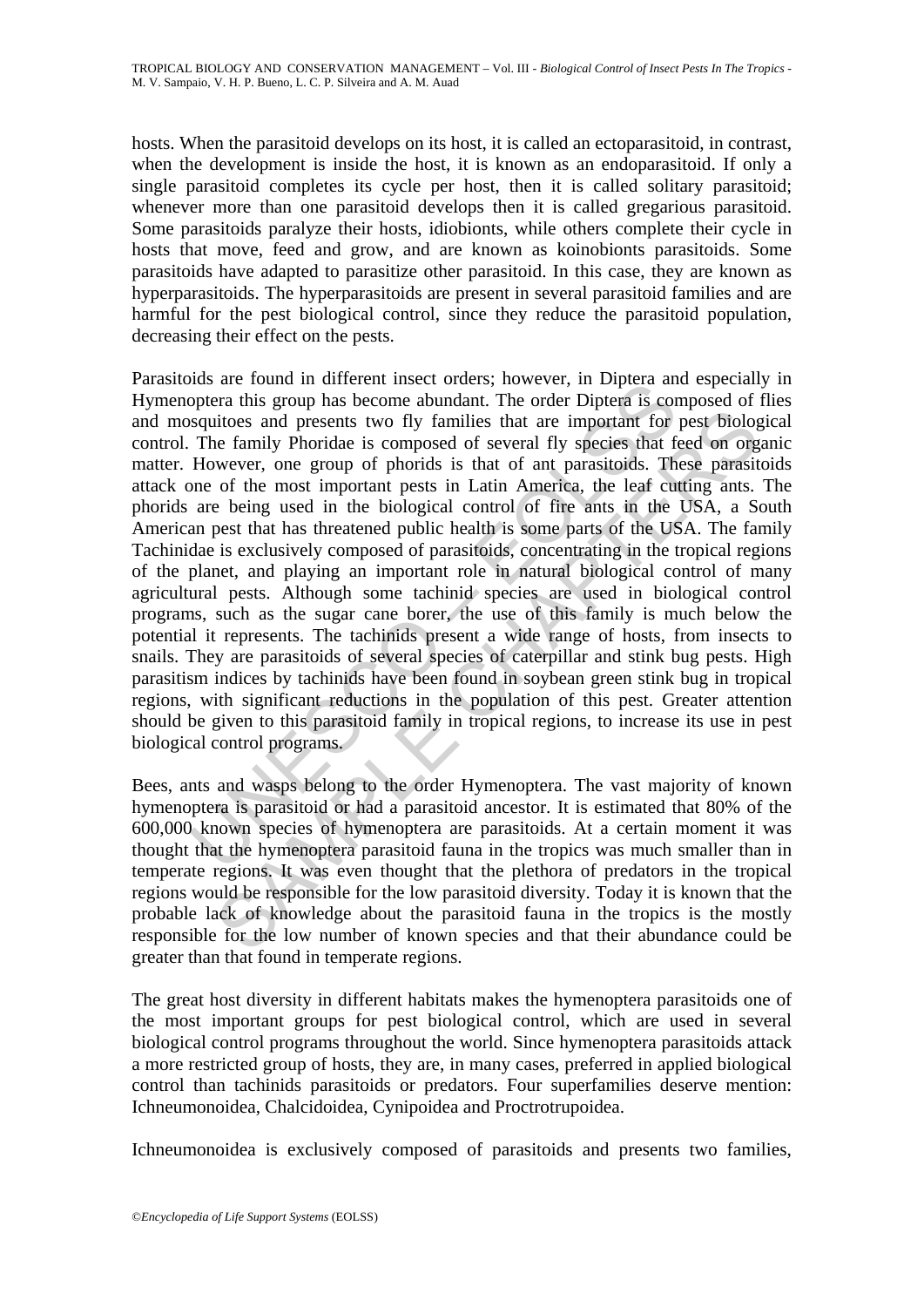hosts. When the parasitoid develops on its host, it is called an ectoparasitoid, in contrast, when the development is inside the host, it is known as an endoparasitoid. If only a single parasitoid completes its cycle per host, then it is called solitary parasitoid; whenever more than one parasitoid develops then it is called gregarious parasitoid. Some parasitoids paralyze their hosts, idiobionts, while others complete their cycle in hosts that move, feed and grow, and are known as koinobionts parasitoids. Some parasitoids have adapted to parasitize other parasitoid. In this case, they are known as hyperparasitoids. The hyperparasitoids are present in several parasitoid families and are harmful for the pest biological control, since they reduce the parasitoid population, decreasing their effect on the pests.

Parasitoids are found in different insect orders; however, in Diptera and especially in Hymenoptera this group has become abundant. The order Diptera is composed of flies and mosquitoes and presents two fly families that are important for pest biological control. The family Phoridae is composed of several fly species that feed on organic matter. However, one group of phorids is that of ant parasitoids. These parasitoids attack one of the most important pests in Latin America, the leaf cutting ants. The phorids are being used in the biological control of fire ants in the USA, a South American pest that has threatened public health is some parts of the USA. The family Tachinidae is exclusively composed of parasitoids, concentrating in the tropical regions of the planet, and playing an important role in natural biological control of many agricultural pests. Although some tachinid species are used in biological control programs, such as the sugar cane borer, the use of this family is much below the potential it represents. The tachinids present a wide range of hosts, from insects to snails. They are parasitoids of several species of caterpillar and stink bug pests. High parasitism indices by tachinids have been found in soybean green stink bug in tropical regions, with significant reductions in the population of this pest. Greater attention should be given to this parasitoid family in tropical regions, to increase its use in pest biological control programs.

Bees, ants and wasps belong to the order Hymenoptera. The vast majority of known hymenoptera is parasitoid or had a parasitoid ancestor. It is estimated that 80% of the 600,000 known species of hymenoptera are parasitoids. At a certain moment it was thought that the hymenoptera parasitoid fauna in the tropics was much smaller than in temperate regions. It was even thought that the plethora of predators in the tropical regions would be responsible for the low parasitoid diversity. Today it is known that the probable lack of knowledge about the parasitoid fauna in the tropics is the mostly responsible for the low number of known species and that their abundance could be greater than that found in temperate regions.

The great host diversity in different habitats makes the hymenoptera parasitoids one of the most important groups for pest biological control, which are used in several biological control programs throughout the world. Since hymenoptera parasitoids attack a more restricted group of hosts, they are, in many cases, preferred in applied biological control than tachinids parasitoids or predators. Four superfamilies deserve mention: Ichneumonoidea, Chalcidoidea, Cynipoidea and Proctrotrupoidea.

Ichneumonoidea is exclusively composed of parasitoids and presents two families,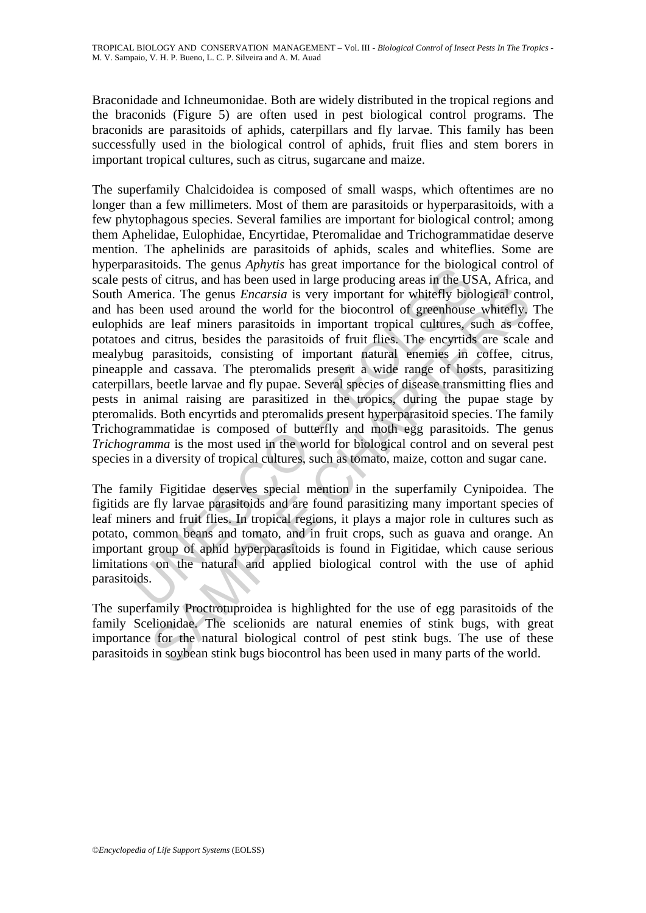Braconidade and Ichneumonidae. Both are widely distributed in the tropical regions and the braconids (Figure 5) are often used in pest biological control programs. The braconids are parasitoids of aphids, caterpillars and fly larvae. This family has been successfully used in the biological control of aphids, fruit flies and stem borers in important tropical cultures, such as citrus, sugarcane and maize.

The superfamily Chalcidoidea is composed of small wasps, which oftentimes are no longer than a few millimeters. Most of them are parasitoids or hyperparasitoids, with a few phytophagous species. Several families are important for biological control; among them Aphelidae, Eulophidae, Encyrtidae, Pteromalidae and Trichogrammatidae deserve mention. The aphelinids are parasitoids of aphids, scales and whiteflies. Some are hyperparasitoids. The genus *Aphytis* has great importance for the biological control of scale pests of citrus, and has been used in large producing areas in the USA, Africa, and South America. The genus *Encarsia* is very important for whitefly biological control, and has been used around the world for the biocontrol of greenhouse whitefly. The eulophids are leaf miners parasitoids in important tropical cultures, such as coffee, potatoes and citrus, besides the parasitoids of fruit flies. The encyrtids are scale and mealybug parasitoids, consisting of important natural enemies in coffee, citrus, pineapple and cassava. The pteromalids present a wide range of hosts, parasitizing caterpillars, beetle larvae and fly pupae. Several species of disease transmitting flies and pests in animal raising are parasitized in the tropics, during the pupae stage by pteromalids. Both encyrtids and pteromalids present hyperparasitoid species. The family Trichogrammatidae is composed of butterfly and moth egg parasitoids. The genus *Trichogramma* is the most used in the world for biological control and on several pest species in a diversity of tropical cultures, such as tomato, maize, cotton and sugar cane.

The family Figitidae deserves special mention in the superfamily Cynipoidea. The figitids are fly larvae parasitoids and are found parasitizing many important species of leaf miners and fruit flies. In tropical regions, it plays a major role in cultures such as potato, common beans and tomato, and in fruit crops, such as guava and orange. An important group of aphid hyperparasitoids is found in Figitidae, which cause serious limitations on the natural and applied biological control with the use of aphid parasitoids.

The superfamily Proctrotuproidea is highlighted for the use of egg parasitoids of the family Scelionidae. The scelionids are natural enemies of stink bugs, with great importance for the natural biological control of pest stink bugs. The use of these parasitoids in soybean stink bugs biocontrol has been used in many parts of the world.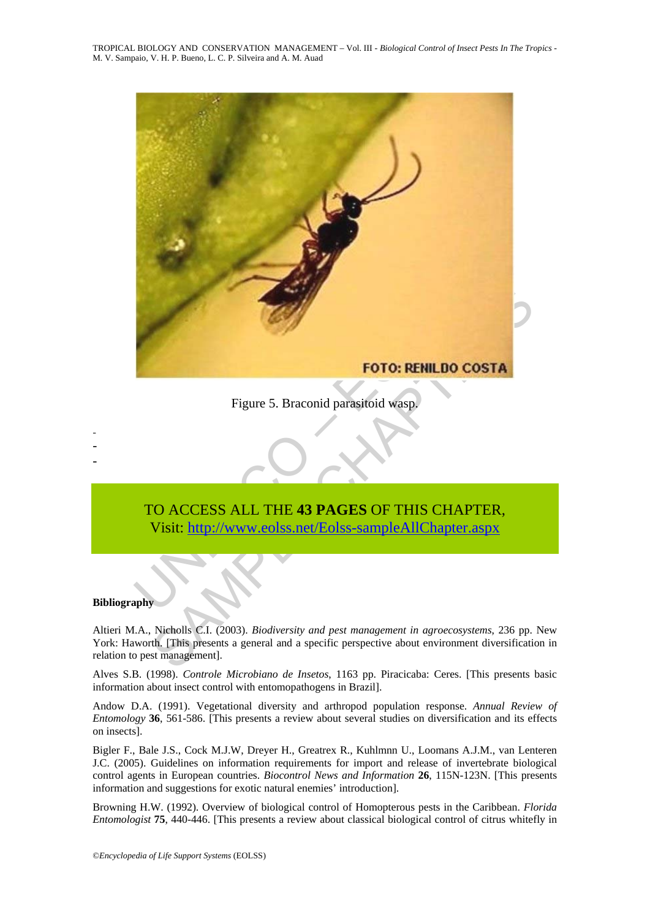Figure 5. Braconid parasitoid wasp.

-
-
-

TO ACCESS ALL THE **43 PAGES** OF THIS CHAPTER,
Visit: http://www.eolss.net/Eolss-sampleAllChapter.aspx

**Bibliography**

Altieri M.A., Nicholls C.I. (2003). *Biodiversity and pest management in agroecosystems*, 236 pp. New York: Haworth. [This presents a general and a specific perspective about environment diversification in relation to pest management].

Alves S.B. (1998). *Controle Microbiano de Insetos*, 1163 pp. Piracicaba: Ceres. [This presents basic information about insect control with entomopathogens in Brazil].

Andow D.A. (1991). Vegetational diversity and arthropod population response. *Annual Review of Entomology* **36**, 561-586. [This presents a review about several studies on diversification and its effects on insects].

Bigler F., Bale J.S., Cock M.J.W, Dreyer H., Greatrex R., Kuhlmnn U., Loomans A.J.M., van Lenteren J.C. (2005). Guidelines on information requirements for import and release of invertebrate biological control agents in European countries. *Biocontrol News and Information* **26**, 115N-123N. [This presents information and suggestions for exotic natural enemies' introduction].

Browning H.W. (1992). Overview of biological control of Homopterous pests in the Caribbean. *Florida Entomologist* **75**, 440-446. [This presents a review about classical biological control of citrus whitefly in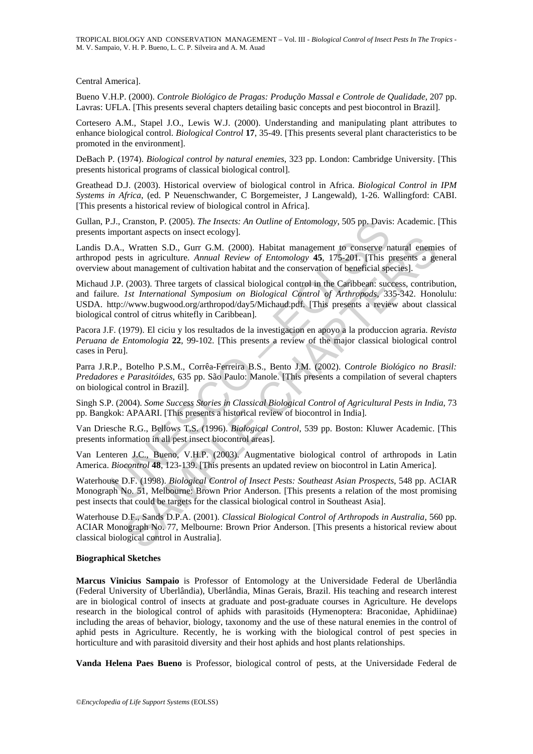Central America].

Bueno V.H.P. (2000). *Controle Biológico de Pragas: Produção Massal e Controle de Qualidade*, 207 pp. Lavras: UFLA. [This presents several chapters detailing basic concepts and pest biocontrol in Brazil].

Cortesero A.M., Stapel J.O., Lewis W.J. (2000). Understanding and manipulating plant attributes to enhance biological control. *Biological Control* **17**, 35-49. [This presents several plant characteristics to be promoted in the environment].

DeBach P. (1974). *Biological control by natural enemies*, 323 pp. London: Cambridge University. [This presents historical programs of classical biological control].

Greathead D.J. (2003). Historical overview of biological control in Africa. *Biological Control in IPM Systems in Africa*, (ed. P Neuenschwander, C Borgemeister, J Langewald), 1-26. Wallingford: CABI. [This presents a historical review of biological control in Africa].

Gullan, P.J., Cranston, P. (2005). *The Insects: An Outline of Entomology*, 505 pp. Davis: Academic. [This presents important aspects on insect ecology].

Landis D.A., Wratten S.D., Gurr G.M. (2000). Habitat management to conserve natural enemies of arthropod pests in agriculture. *Annual Review of Entomology* **45**, 175-201. [This presents a general overview about management of cultivation habitat and the conservation of beneficial species].

Michaud J.P. (2003). Three targets of classical biological control in the Caribbean: success, contribution, and failure. *1st International Symposium on Biological Control of Arthropods*, 335-342. Honolulu: USDA. http://www.bugwood.org/arthropod/day5/Michaud.pdf. [This presents a review about classical biological control of citrus whitefly in Caribbean].

Pacora J.F. (1979). El ciciu y los resultados de la investigacion en apoyo a la produccion agraria. *Revista Peruana de Entomologia* **22**, 99-102. [This presents a review of the major classical biological control cases in Peru].

Parra J.R.P., Botelho P.S.M., Corrêa-Ferreira B.S., Bento J.M. (2002). *Controle Biológico no Brasil: Predadores e Parasitóides*, 635 pp. São Paulo: Manole. [This presents a compilation of several chapters on biological control in Brazil].

Singh S.P. (2004). *Some Success Stories in Classical Biological Control of Agricultural Pests in India*, 73 pp. Bangkok: APAARI. [This presents a historical review of biocontrol in India].

Van Driesche R.G., Bellows T.S. (1996). *Biological Control*, 539 pp. Boston: Kluwer Academic. [This presents information in all pest insect biocontrol areas].

Van Lenteren J.C., Bueno, V.H.P. (2003). Augmentative biological control of arthropods in Latin America. *Biocontrol* **48**, 123-139. [This presents an updated review on biocontrol in Latin America].

Waterhouse D.F. (1998). *Biological Control of Insect Pests: Southeast Asian Prospects*, 548 pp. ACIAR Monograph No. 51, Melbourne: Brown Prior Anderson. [This presents a relation of the most promising pest insects that could be targets for the classical biological control in Southeast Asia].

Waterhouse D.F., Sands D.P.A. (2001). *Classical Biological Control of Arthropods in Australia*, 560 pp. ACIAR Monograph No. 77, Melbourne: Brown Prior Anderson. [This presents a historical review about classical biological control in Australia].

### Biographical Sketches

**Marcus Vinicius Sampaio** is Professor of Entomology at the Universidade Federal de Uberlândia (Federal University of Uberlândia), Uberlândia, Minas Gerais, Brazil. His teaching and research interest are in biological control of insects at graduate and post-graduate courses in Agriculture. He develops research in the biological control of aphids with parasitoids (Hymenoptera: Braconidae, Aphidiinae) including the areas of behavior, biology, taxonomy and the use of these natural enemies in the control of aphid pests in Agriculture. Recently, he is working with the biological control of pest species in horticulture and with parasitoid diversity and their host aphids and host plants relationships.

**Vanda Helena Paes Bueno** is Professor, biological control of pests, at the Universidade Federal de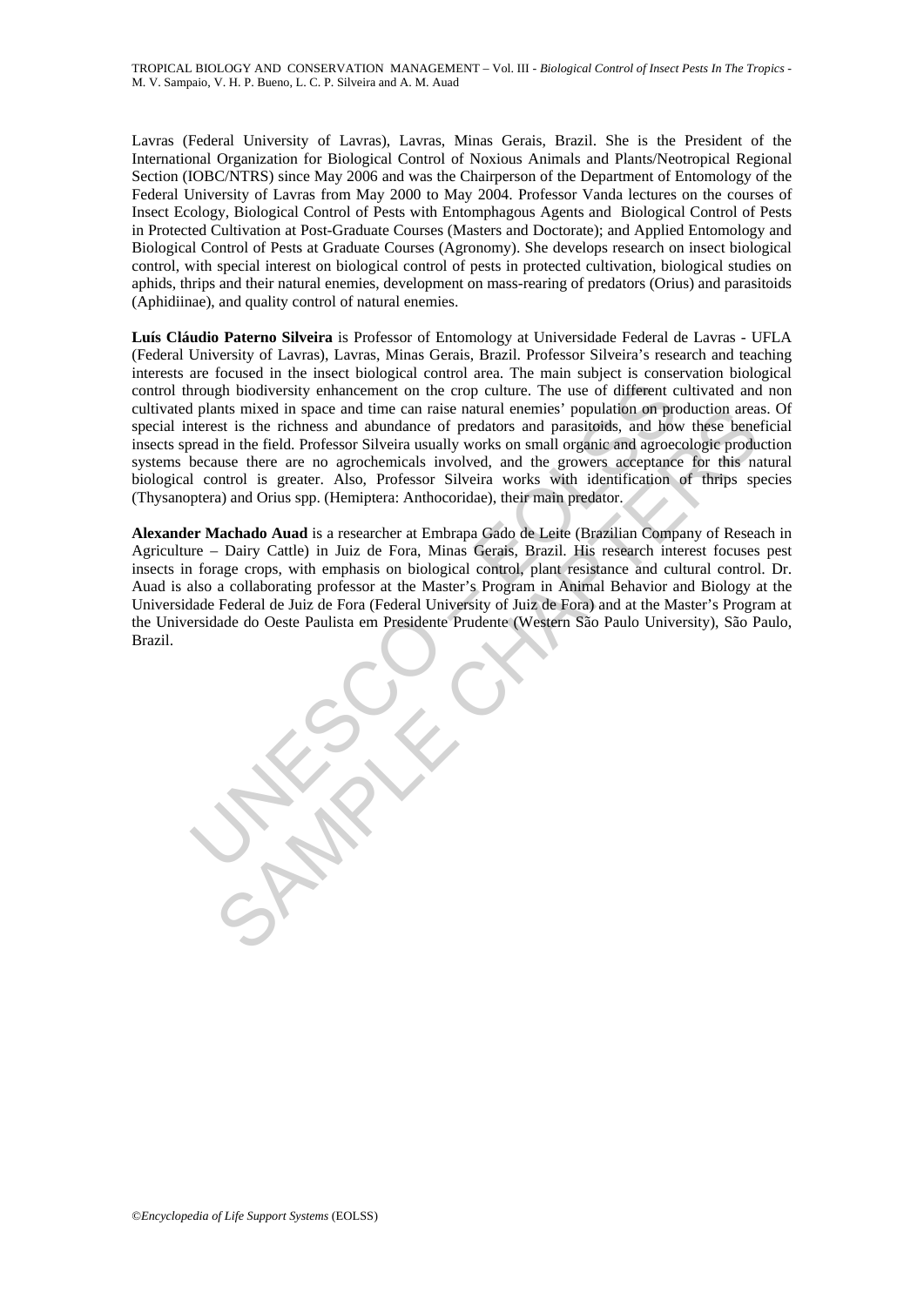Lavras (Federal University of Lavras), Lavras, Minas Gerais, Brazil. She is the President of the International Organization for Biological Control of Noxious Animals and Plants/Neotropical Regional Section (IOBC/NTRS) since May 2006 and was the Chairperson of the Department of Entomology of the Federal University of Lavras from May 2000 to May 2004. Professor Vanda lectures on the courses of Insect Ecology, Biological Control of Pests with Entomphagous Agents and Biological Control of Pests in Protected Cultivation at Post-Graduate Courses (Masters and Doctorate); and Applied Entomology and Biological Control of Pests at Graduate Courses (Agronomy). She develops research on insect biological control, with special interest on biological control of pests in protected cultivation, biological studies on aphids, thrips and their natural enemies, development on mass-rearing of predators (Orius) and parasitoids (Aphidiinae), and quality control of natural enemies.

**Luís Cláudio Paterno Silveira** is Professor of Entomology at Universidade Federal de Lavras - UFLA (Federal University of Lavras), Lavras, Minas Gerais, Brazil. Professor Silveira's research and teaching interests are focused in the insect biological control area. The main subject is conservation biological control through biodiversity enhancement on the crop culture. The use of different cultivated and non cultivated plants mixed in space and time can raise natural enemies' population on production areas. Of special interest is the richness and abundance of predators and parasitoids, and how these beneficial insects spread in the field. Professor Silveira usually works on small organic and agroecologic production systems because there are no agrochemicals involved, and the growers acceptance for this natural biological control is greater. Also, Professor Silveira works with identification of thrips species (Thysanoptera) and Orius spp. (Hemiptera: Anthocoridae), their main predator.

**Alexander Machado Auad** is a researcher at Embrapa Gado de Leite (Brazilian Company of Reseach in Agriculture – Dairy Cattle) in Juiz de Fora, Minas Gerais, Brazil. His research interest focuses pest insects in forage crops, with emphasis on biological control, plant resistance and cultural control. Dr. Auad is also a collaborating professor at the Master's Program in Animal Behavior and Biology at the Universidade Federal de Juiz de Fora (Federal University of Juiz de Fora) and at the Master's Program at the Universidade do Oeste Paulista em Presidente Prudente (Western São Paulo University), São Paulo, Brazil.